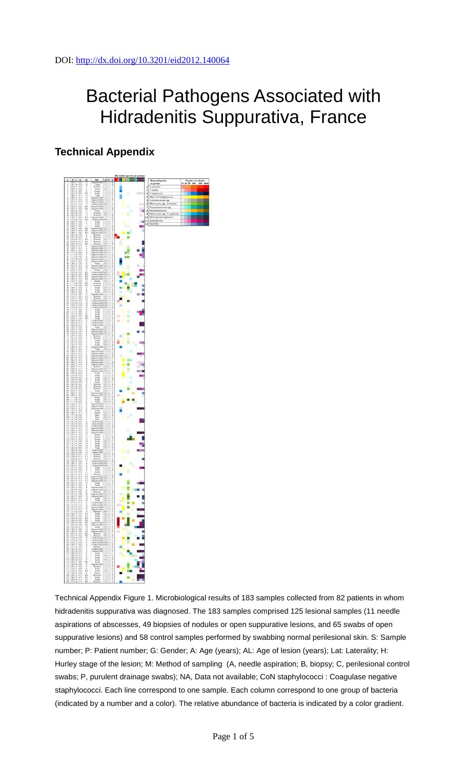DOI: http://dx.doi.org/10.3201/eid2012.140064

# Bacterial Pathogens Associated with Hidradenitis Suppurativa, France

## Technical Appendix

Technical Appendix Figure 1. Microbiological results of 183 samples collected from 82 patients in whom hidradenitis suppurativa was diagnosed. The 183 samples comprised 125 lesional samples (11 needle aspirations of abscesses, 49 biopsies of nodules or open suppurative lesions, and 65 swabs of open suppurative lesions) and 58 control samples performed by swabbing normal perilesional skin. S: Sample number; P: Patient number; G: Gender; A: Age (years); AL: Age of lesion (years); Lat: Laterality; H: Hurley stage of the lesion; M: Method of sampling (A, needle aspiration; B, biopsy; C, perilesional control swabs; P, purulent drainage swabs); NA, Data not available; CoN staphylococci : Coagulase negative staphylococci. Each line correspond to one sample. Each column correspond to one group of bacteria (indicated by a number and a color). The relative abundance of bacteria is indicated by a color gradient.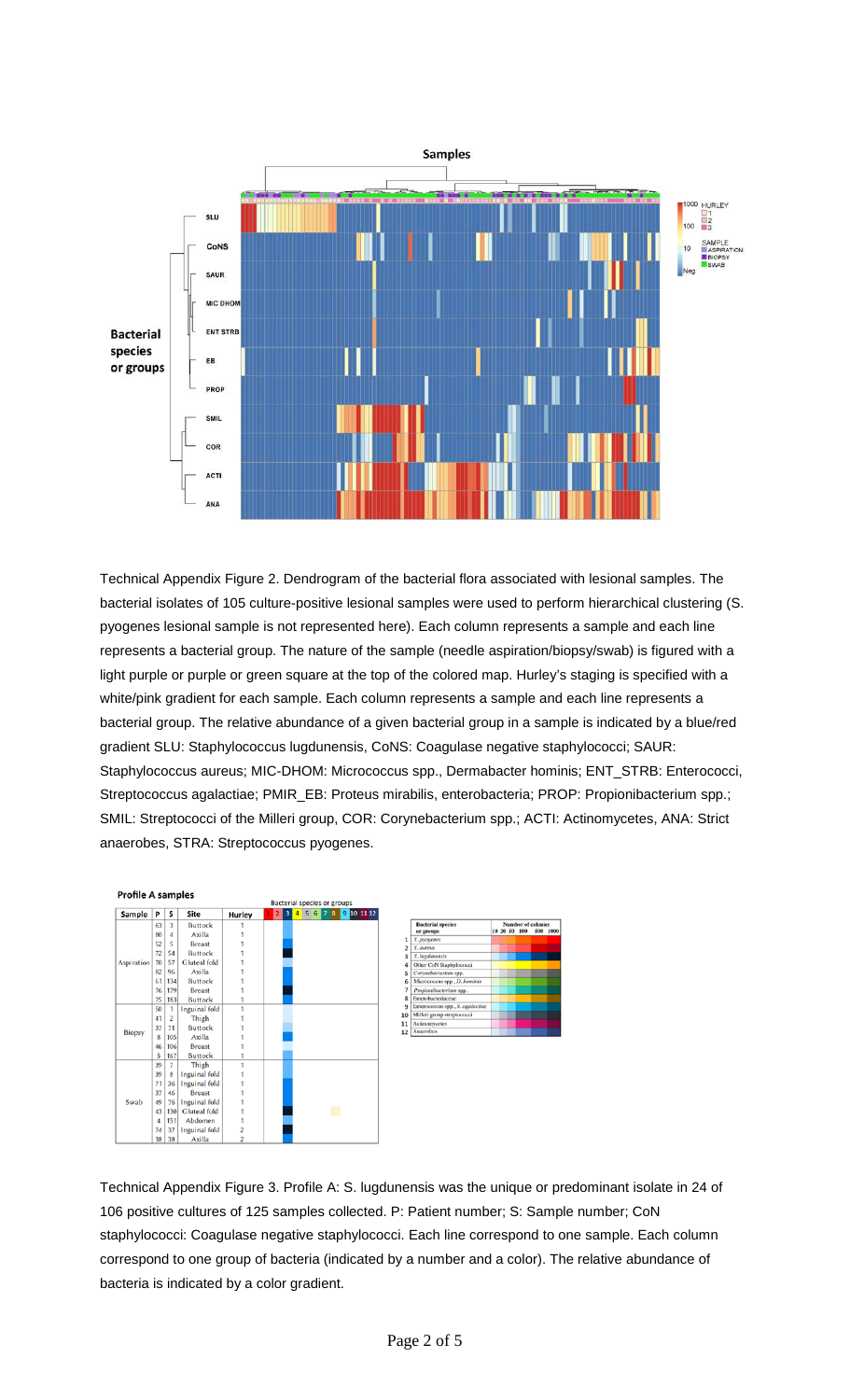Technical Appendix Figure 2. Dendrogram of the bacterial flora associated with lesional samples. The bacterial isolates of 105 culture-positive lesional samples were used to perform hierarchical clustering (S. pyogenes lesional sample is not represented here). Each column represents a sample and each line represents a bacterial group. The nature of the sample (needle aspiration/biopsy/swab) is figured with a light purple or purple or green square at the top of the colored map. Hurley's staging is specified with a white/pink gradient for each sample. Each column represents a sample and each line represents a bacterial group. The relative abundance of a given bacterial group in a sample is indicated by a blue/red gradient SLU: Staphylococcus lugdunensis, CoNS: Coagulase negative staphylococci; SAUR: Staphylococcus aureus; MIC-DHOM: Micrococcus spp., Dermabacter hominis; ENT_STRB: Enterococci, Streptococcus agalactiae; PMIR_EB: Proteus mirabilis, enterobacteria; PROP: Propionibacterium spp.; SMIL: Streptococci of the Milleri group, COR: Corynebacterium spp.; ACTI: Actinomycetes, ANA: Strict anaerobes, STRA: Streptococcus pyogenes.

Technical Appendix Figure 3. Profile A: S. lugdunensis was the unique or predominant isolate in 24 of 106 positive cultures of 125 samples collected. P: Patient number; S: Sample number; CoN staphylococci: Coagulase negative staphylococci. Each line correspond to one sample. Each column correspond to one group of bacteria (indicated by a number and a color). The relative abundance of bacteria is indicated by a color gradient.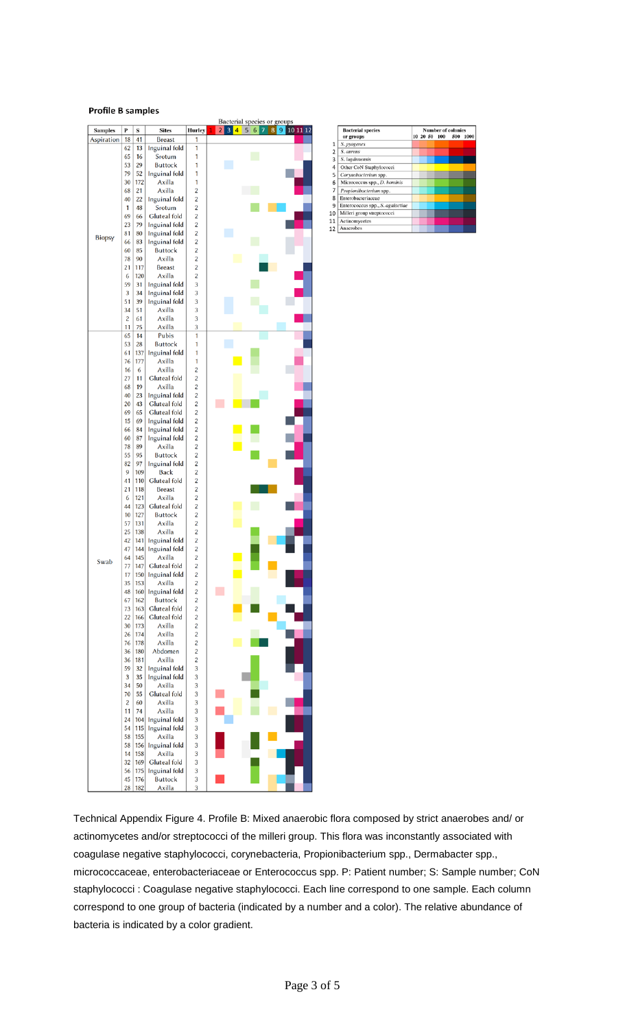**Profile B samples**

| Samples | P | S | Sites | Hurley |
|---|---|---|---|---|
| Aspiration | 18 | 41 | Breast | 1 |
| Biopsy | 62 | 13 | Inguinal fold | 1 |
| | 65 | 16 | Srotum | 1 |
| | 53 | 29 | Buttock | 1 |
| | 79 | 52 | Inguinal fold | 1 |
| | 30 | 172 | Axilla | 1 |
| | 68 | 21 | Axilla | 2 |
| | 40 | 22 | Inguinal fold | 2 |
| | 1 | 48 | Srotum | 2 |
| | 69 | 66 | Gluteal fold | 2 |
| | 23 | 79 | Inguinal fold | 2 |
| | 81 | 80 | Inguinal fold | 2 |
| | 66 | 83 | Inguinal fold | 2 |
| | 60 | 85 | Buttock | 2 |
| | 78 | 90 | Axilla | 2 |
| | 21 | 117 | Breast | 2 |
| | 6 | 120 | Axilla | 2 |
| | 59 | 31 | Inguinal fold | 3 |
| | 3 | 34 | Inguinal fold | 3 |
| | 51 | 39 | Inguinal fold | 3 |
| | 34 | 51 | Axilla | 3 |
| | 2 | 61 | Axilla | 3 |
| | 11 | 75 | Axilla | 3 |
| Swab | 65 | 14 | Pubis | 1 |
| | 53 | 28 | Buttock | 1 |
| | 61 | 137 | Inguinal fold | 1 |
| | 76 | 177 | Axilla | 1 |
| | 16 | 6 | Axilla | 2 |
| | 27 | 11 | Gluteal fold | 2 |
| | 68 | 19 | Axilla | 2 |
| | 40 | 23 | Inguinal fold | 2 |
| | 20 | 43 | Gluteal fold | 2 |
| | 69 | 65 | Gluteal fold | 2 |
| | 15 | 69 | Inguinal fold | 2 |
| | 66 | 84 | Inguinal fold | 2 |
| | 60 | 87 | Inguinal fold | 2 |
| | 78 | 89 | Axilla | 2 |
| | 55 | 95 | Buttock | 2 |
| | 82 | 97 | Inguinal fold | 2 |
| | 9 | 109 | Back | 2 |
| | 41 | 110 | Gluteal fold | 2 |
| | 21 | 118 | Breast | 2 |
| | 6 | 121 | Axilla | 2 |
| | 44 | 123 | Gluteal fold | 2 |
| | 10 | 127 | Buttock | 2 |
| | 57 | 131 | Axilla | 2 |
| | 25 | 138 | Axilla | 2 |
| | 42 | 141 | Inguinal fold | 2 |
| | 47 | 144 | Inguinal fold | 2 |
| | 64 | 145 | Axilla | 2 |
| | 77 | 147 | Gluteal fold | 2 |
| | 17 | 150 | Inguinal fold | 2 |
| | 35 | 153 | Axilla | 2 |
| | 48 | 160 | Inguinal fold | 2 |
| | 67 | 162 | Buttock | 2 |
| | 73 | 163 | Gluteal fold | 2 |
| | 22 | 166 | Gluteal fold | 2 |
| | 30 | 173 | Axilla | 2 |
| | 26 | 174 | Axilla | 2 |
| | 76 | 178 | Axilla | 2 |
| | 36 | 180 | Abdomen | 2 |
| | 36 | 181 | Axilla | 2 |
| | 59 | 32 | Inguinal fold | 3 |
| | 3 | 35 | Inguinal fold | 3 |
| | 34 | 50 | Axilla | 3 |
| | 70 | 55 | Gluteal fold | 3 |
| | 2 | 60 | Axilla | 3 |
| | 11 | 74 | Axilla | 3 |
| | 24 | 104 | Inguinal fold | 3 |
| | 54 | 115 | Inguinal fold | 3 |
| | 58 | 155 | Axilla | 3 |
| | 58 | 156 | Inguinal fold | 3 |
| | 14 | 158 | Axilla | 3 |
| | 32 | 169 | Gluteal fold | 3 |
| | 56 | 175 | Inguinal fold | 3 |
| | 45 | 176 | Buttock | 3 |
| | 28 | 182 | Axilla | 3 |

Bacterial species or groups: 1 2 3 4 5 6 7 8 9 10 11 12

| | Bacterial species or groups | Number of colonies: 10 20 50 100 500 1000 |
|---|---|---|
| 1 | *S. pyogenes* | |
| 2 | *S. aureus* | |
| 3 | *S. lugdunensis* | |
| 4 | Other CoN Staphylococci | |
| 5 | *Corynebacterium* spp. | |
| 6 | Micrococcus spp., *D. hominis* | |
| 7 | *Propionibacterium* spp. | |
| 8 | Enterobacteriaceae | |
| 9 | Enterococcus spp., *S. agalactiae* | |
| 10 | Milleri group streptococci | |
| 11 | Actinomycetes | |
| 12 | Anaerobes | |

Technical Appendix Figure 4. Profile B: Mixed anaerobic flora composed by strict anaerobes and/ or actinomycetes and/or streptococci of the milleri group. This flora was inconstantly associated with coagulase negative staphylococci, corynebacteria, Propionibacterium spp., Dermabacter spp., micrococcaceae, enterobacteriaceae or Enterococcus spp. P: Patient number; S: Sample number; CoN staphylococci : Coagulase negative staphylococci. Each line correspond to one sample. Each column correspond to one group of bacteria (indicated by a number and a color). The relative abundance of bacteria is indicated by a color gradient.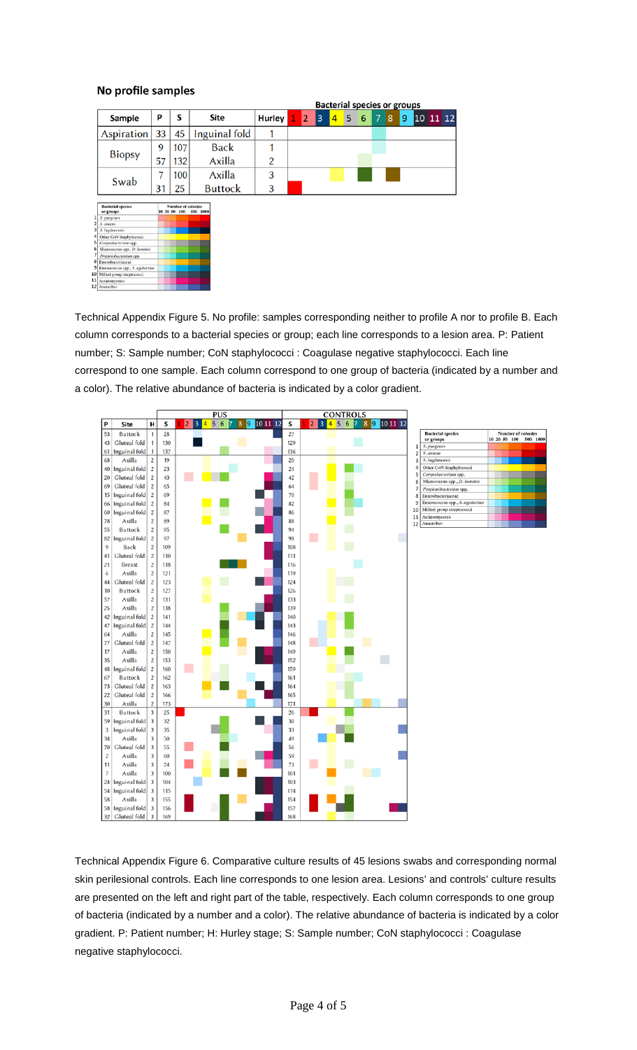## No profile samples

| Sample | P | S | Site | Hurley | 1 | 2 | 3 | 4 | 5 | 6 | 7 | 8 | 9 | 10 | 11 | 12 |
|---|---|---|---|---|---|---|---|---|---|---|---|---|---|---|---|---|
| Aspiration | 33 | 45 | Inguinal fold | 1 | | | | | | | | | | | | |
| Biopsy | 9 | 107 | Back | 1 | | | | | | | | | | | | |
| | 57 | 132 | Axilla | 2 | | | | | | | | | | | | |
| Swab | 7 | 100 | Axilla | 3 | | | | | | | | | | | | |
| | 31 | 25 | Buttock | 3 | | | | | | | | | | | | |

| | Bacterial species or groups | Number of colonies: 10 20 50 100 500 1000 |
|---|---|---|
| 1 | *S. pyogenes* | |
| 2 | *S. aureus* | |
| 3 | *S. lugdunensis* | |
| 4 | Other CoN Staphylococci | |
| 5 | *Corynebacterium* spp. | |
| 6 | Micrococcus spp., *D. hominis* | |
| 7 | *Propionibacterium* spp. | |
| 8 | Enterobacteriaceae | |
| 9 | Enterococcus spp., *S. agalactiae* | |
| 10 | Milleri group streptococci | |
| 11 | Actinomycetes | |
| 12 | Anaerobes | |

Technical Appendix Figure 5. No profile: samples corresponding neither to profile A nor to profile B. Each column corresponds to a bacterial species or group; each line corresponds to a lesion area. P: Patient number; S: Sample number; CoN staphylococci : Coagulase negative staphylococci. Each line correspond to one sample. Each column correspond to one group of bacteria (indicated by a number and a color). The relative abundance of bacteria is indicated by a color gradient.

| P | Site | H | S (PUS) | S (CONTROLS) |
|---|---|---|---|---|
| 53 | Buttock | 1 | 28 | 27 |
| 43 | Gluteal fold | 1 | 130 | 129 |
| 61 | Inguinal fold | 1 | 137 | 136 |
| 68 | Axilla | 2 | 19 | 20 |
| 40 | Inguinal fold | 2 | 23 | 24 |
| 20 | Gluteal fold | 2 | 43 | 42 |
| 69 | Gluteal fold | 2 | 65 | 64 |
| 15 | Inguinal fold | 2 | 69 | 70 |
| 66 | Inguinal fold | 2 | 84 | 82 |
| 60 | Inguinal fold | 2 | 87 | 86 |
| 78 | Axilla | 2 | 89 | 88 |
| 55 | Buttock | 2 | 95 | 94 |
| 82 | Inguinal fold | 2 | 97 | 98 |
| 9 | Back | 2 | 109 | 108 |
| 41 | Gluteal fold | 2 | 110 | 111 |
| 21 | Breast | 2 | 118 | 116 |
| 6 | Axilla | 2 | 121 | 119 |
| 44 | Gluteal fold | 2 | 123 | 124 |
| 10 | Buttock | 2 | 127 | 126 |
| 57 | Axilla | 2 | 131 | 133 |
| 25 | Axilla | 2 | 138 | 139 |
| 42 | Inguinal fold | 2 | 141 | 140 |
| 47 | Inguinal fold | 2 | 144 | 143 |
| 64 | Axilla | 2 | 145 | 146 |
| 77 | Gluteal fold | 2 | 147 | 148 |
| 17 | Axilla | 2 | 150 | 149 |
| 35 | Axilla | 2 | 153 | 152 |
| 48 | Inguinal fold | 2 | 160 | 159 |
| 67 | Buttock | 2 | 162 | 161 |
| 73 | Gluteal fold | 2 | 163 | 164 |
| 22 | Gluteal fold | 2 | 166 | 165 |
| 30 | Axilla | 2 | 173 | 171 |
| 31 | Buttock | 3 | 25 | 26 |
| 59 | Inguinal fold | 3 | 32 | 30 |
| 3 | Inguinal fold | 3 | 35 | 33 |
| 34 | Axilla | 3 | 50 | 49 |
| 70 | Gluteal fold | 3 | 55 | 56 |
| 2 | Axilla | 3 | 60 | 59 |
| 11 | Axilla | 3 | 74 | 73 |
| 7 | Axilla | 3 | 100 | 101 |
| 24 | Inguinal fold | 3 | 104 | 103 |
| 54 | Inguinal fold | 3 | 115 | 114 |
| 58 | Axilla | 3 | 155 | 154 |
| 58 | Inguinal fold | 3 | 156 | 157 |
| 32 | Gluteal fold | 3 | 169 | 168 |

Technical Appendix Figure 6. Comparative culture results of 45 lesions swabs and corresponding normal skin perilesional controls. Each line corresponds to one lesion area. Lesions' and controls' culture results are presented on the left and right part of the table, respectively. Each column corresponds to one group of bacteria (indicated by a number and a color). The relative abundance of bacteria is indicated by a color gradient. P: Patient number; H: Hurley stage; S: Sample number; CoN staphylococci : Coagulase negative staphylococci.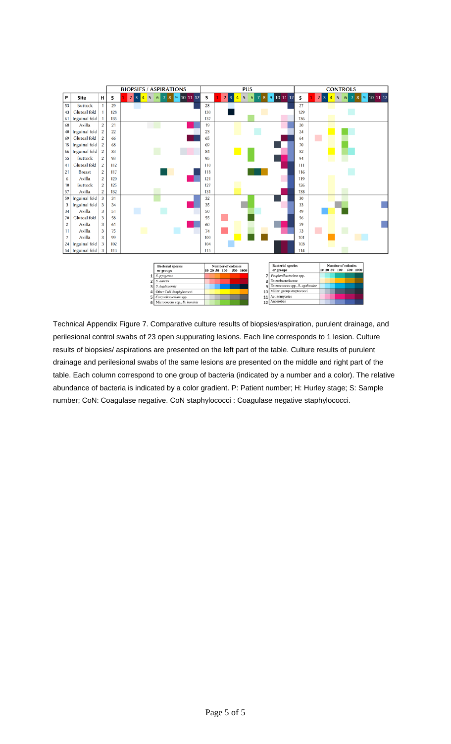| | | | BIOPSIES / ASPIRATIONS | PUS | CONTROLS |
|---|---|---|---|---|---|
| P | Site | H | S | S | S |
| 53 | Buttock | 1 | 29 | 28 | 27 |
| 43 | Gluteal fold | 1 | 128 | 130 | 129 |
| 61 | Inguinal fold | 1 | 135 | 137 | 136 |
| 68 | Axilla | 2 | 21 | 19 | 20 |
| 40 | Inguinal fold | 2 | 22 | 23 | 24 |
| 69 | Gluteal fold | 2 | 66 | 65 | 64 |
| 15 | Inguinal fold | 2 | 68 | 69 | 70 |
| 66 | Inguinal fold | 2 | 83 | 84 | 82 |
| 55 | Buttock | 2 | 93 | 95 | 94 |
| 41 | Gluteal fold | 2 | 112 | 110 | 111 |
| 21 | Breast | 2 | 117 | 118 | 116 |
| 6 | Axilla | 2 | 120 | 121 | 119 |
| 10 | Buttock | 2 | 125 | 127 | 126 |
| 57 | Axilla | 2 | 132 | 131 | 133 |
| 59 | Inguinal fold | 3 | 31 | 32 | 30 |
| 3 | Inguinal fold | 3 | 34 | 35 | 33 |
| 34 | Axilla | 3 | 51 | 50 | 49 |
| 70 | Gluteal fold | 3 | 58 | 55 | 56 |
| 2 | Axilla | 3 | 61 | 60 | 59 |
| 11 | Axilla | 3 | 75 | 74 | 73 |
| 7 | Axilla | 3 | 99 | 100 | 101 |
| 24 | Inguinal fold | 3 | 102 | 104 | 103 |
| 54 | Inguinal fold | 3 | 113 | 115 | 114 |

| | Bacterial species or groups | Number of colonies 10 20 50 100 500 1000 |
|---|---|---|
| 1 | *S. pyogenes* | |
| 2 | *S. aureus* | |
| 3 | *S. lugdunensis* | |
| 4 | Other CoN Staphylococci | |
| 5 | *Corynebacterium* spp. | |
| 6 | *Micrococcus* spp., *D. hominis* | |
| 7 | *Propionibacterium* spp. | |
| 8 | Enterobacteriaceae | |
| 9 | *Enterococcus* spp., *S. agalactiae* | |
| 10 | Milleri group streptococci | |
| 11 | Actinomycetes | |
| 12 | Anaerobes | |

Technical Appendix Figure 7. Comparative culture results of biopsies/aspiration, purulent drainage, and perilesional control swabs of 23 open suppurating lesions. Each line corresponds to 1 lesion. Culture results of biopsies/ aspirations are presented on the left part of the table. Culture results of purulent drainage and perilesional swabs of the same lesions are presented on the middle and right part of the table. Each column correspond to one group of bacteria (indicated by a number and a color). The relative abundance of bacteria is indicated by a color gradient. P: Patient number; H: Hurley stage; S: Sample number; CoN: Coagulase negative. CoN staphylococci : Coagulase negative staphylococci.